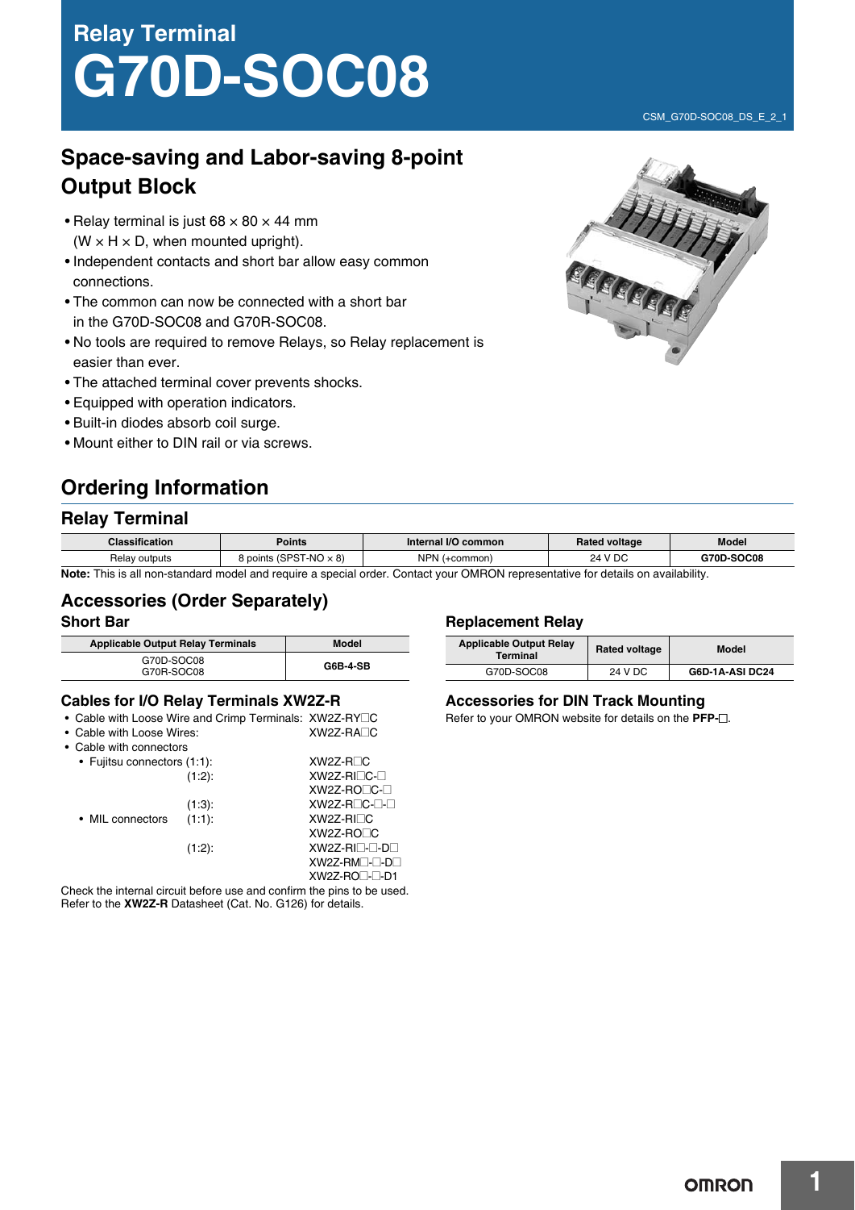# Relay Terminal G70D-SOC08

CSM_G70D-SOC08_DS_E_2_1

## Space-saving and Labor-saving 8-point Output Block

- Relay terminal is just 68 × 80 × 44 mm (W × H × D, when mounted upright).
- Independent contacts and short bar allow easy common connections.
- The common can now be connected with a short bar in the G70D-SOC08 and G70R-SOC08.
- No tools are required to remove Relays, so Relay replacement is easier than ever.
- The attached terminal cover prevents shocks.
- Equipped with operation indicators.
- Built-in diodes absorb coil surge.
- Mount either to DIN rail or via screws.

## Ordering Information

### Relay Terminal

| Classification | Points | Internal I/O common | Rated voltage | Model |
|---|---|---|---|---|
| Relay outputs | 8 points (SPST-NO × 8) | NPN (+common) | 24 V DC | **G70D-SOC08** |

**Note:** This is all non-standard model and require a special order. Contact your OMRON representative for details on availability.

### Accessories (Order Separately)

#### Short Bar

| Applicable Output Relay Terminals | Model |
|---|---|
| G70D-SOC08<br>G70R-SOC08 | **G6B-4-SB** |

#### Cables for I/O Relay Terminals XW2Z-R

- Cable with Loose Wire and Crimp Terminals: XW2Z-RY☐C
- Cable with Loose Wires: XW2Z-RA☐C
- Cable with connectors
  - Fujitsu connectors (1:1): XW2Z-R☐C
    - (1:2): XW2Z-RI☐C-☐, XW2Z-RO☐C-☐
    - (1:3): XW2Z-R☐C-☐-☐
  - MIL connectors (1:1): XW2Z-RI☐C, XW2Z-RO☐C
    - (1:2): XW2Z-RI☐-☐-D☐, XW2Z-RM☐-☐-D☐, XW2Z-RO☐-☐-D1

Check the internal circuit before use and confirm the pins to be used.
Refer to the **XW2Z-R** Datasheet (Cat. No. G126) for details.

#### Replacement Relay

| Applicable Output Relay Terminal | Rated voltage | Model |
|---|---|---|
| G70D-SOC08 | 24 V DC | **G6D-1A-ASI DC24** |

#### Accessories for DIN Track Mounting

Refer to your OMRON website for details on the **PFP-☐**.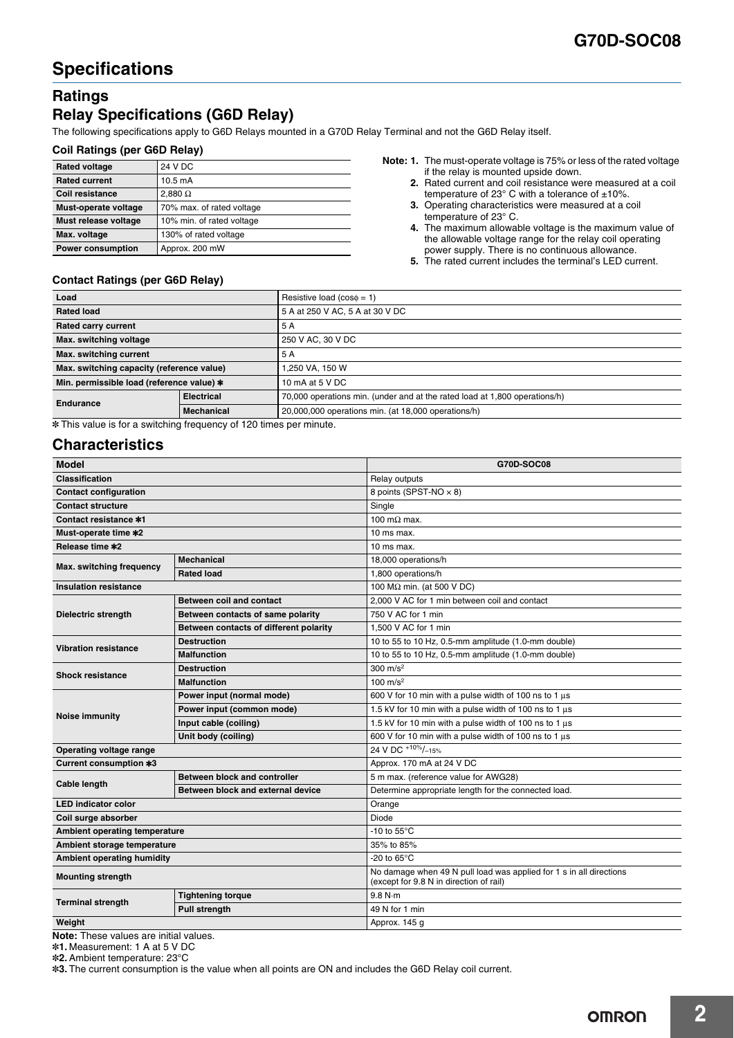# Specifications

## Ratings

## Relay Specifications (G6D Relay)

The following specifications apply to G6D Relays mounted in a G70D Relay Terminal and not the G6D Relay itself.

### Coil Ratings (per G6D Relay)

| | |
|---|---|
| **Rated voltage** | 24 V DC |
| **Rated current** | 10.5 mA |
| **Coil resistance** | 2,880 Ω |
| **Must-operate voltage** | 70% max. of rated voltage |
| **Must release voltage** | 10% min. of rated voltage |
| **Max. voltage** | 130% of rated voltage |
| **Power consumption** | Approx. 200 mW |

**Note: 1.** The must-operate voltage is 75% or less of the rated voltage if the relay is mounted upside down.
**2.** Rated current and coil resistance were measured at a coil temperature of 23° C with a tolerance of ±10%.
**3.** Operating characteristics were measured at a coil temperature of 23° C.
**4.** The maximum allowable voltage is the maximum value of the allowable voltage range for the relay coil operating power supply. There is no continuous allowance.
**5.** The rated current includes the terminal's LED current.

### Contact Ratings (per G6D Relay)

| Load | | Resistive load (cosϕ = 1) |
|---|---|---|
| **Rated load** | | 5 A at 250 V AC, 5 A at 30 V DC |
| **Rated carry current** | | 5 A |
| **Max. switching voltage** | | 250 V AC, 30 V DC |
| **Max. switching current** | | 5 A |
| **Max. switching capacity (reference value)** | | 1,250 VA, 150 W |
| **Min. permissible load (reference value) ✻** | | 10 mA at 5 V DC |
| **Endurance** | **Electrical** | 70,000 operations min. (under and at the rated load at 1,800 operations/h) |
| | **Mechanical** | 20,000,000 operations min. (at 18,000 operations/h) |

✻ This value is for a switching frequency of 120 times per minute.

## Characteristics

| Model | | G70D-SOC08 |
|---|---|---|
| **Classification** | | Relay outputs |
| **Contact configuration** | | 8 points (SPST-NO × 8) |
| **Contact structure** | | Single |
| **Contact resistance ✻1** | | 100 mΩ max. |
| **Must-operate time ✻2** | | 10 ms max. |
| **Release time ✻2** | | 10 ms max. |
| **Max. switching frequency** | **Mechanical** | 18,000 operations/h |
| | **Rated load** | 1,800 operations/h |
| **Insulation resistance** | | 100 MΩ min. (at 500 V DC) |
| **Dielectric strength** | **Between coil and contact** | 2,000 V AC for 1 min between coil and contact |
| | **Between contacts of same polarity** | 750 V AC for 1 min |
| | **Between contacts of different polarity** | 1,500 V AC for 1 min |
| **Vibration resistance** | **Destruction** | 10 to 55 to 10 Hz, 0.5-mm amplitude (1.0-mm double) |
| | **Malfunction** | 10 to 55 to 10 Hz, 0.5-mm amplitude (1.0-mm double) |
| **Shock resistance** | **Destruction** | 300 m/s² |
| | **Malfunction** | 100 m/s² |
| **Noise immunity** | **Power input (normal mode)** | 600 V for 10 min with a pulse width of 100 ns to 1 µs |
| | **Power input (common mode)** | 1.5 kV for 10 min with a pulse width of 100 ns to 1 µs |
| | **Input cable (coiling)** | 1.5 kV for 10 min with a pulse width of 100 ns to 1 µs |
| | **Unit body (coiling)** | 600 V for 10 min with a pulse width of 100 ns to 1 µs |
| **Operating voltage range** | | 24 V DC $^{+10\%}/_{-15\%}$ |
| **Current consumption ✻3** | | Approx. 170 mA at 24 V DC |
| **Cable length** | **Between block and controller** | 5 m max. (reference value for AWG28) |
| | **Between block and external device** | Determine appropriate length for the connected load. |
| **LED indicator color** | | Orange |
| **Coil surge absorber** | | Diode |
| **Ambient operating temperature** | | -10 to 55°C |
| **Ambient storage temperature** | | 35% to 85% |
| **Ambient operating humidity** | | -20 to 65°C |
| **Mounting strength** | | No damage when 49 N pull load was applied for 1 s in all directions (except for 9.8 N in direction of rail) |
| **Terminal strength** | **Tightening torque** | 9.8 N·m |
| | **Pull strength** | 49 N for 1 min |
| **Weight** | | Approx. 145 g |

**Note:** These values are initial values.
✻1. Measurement: 1 A at 5 V DC
✻2. Ambient temperature: 23°C
✻3. The current consumption is the value when all points are ON and includes the G6D Relay coil current.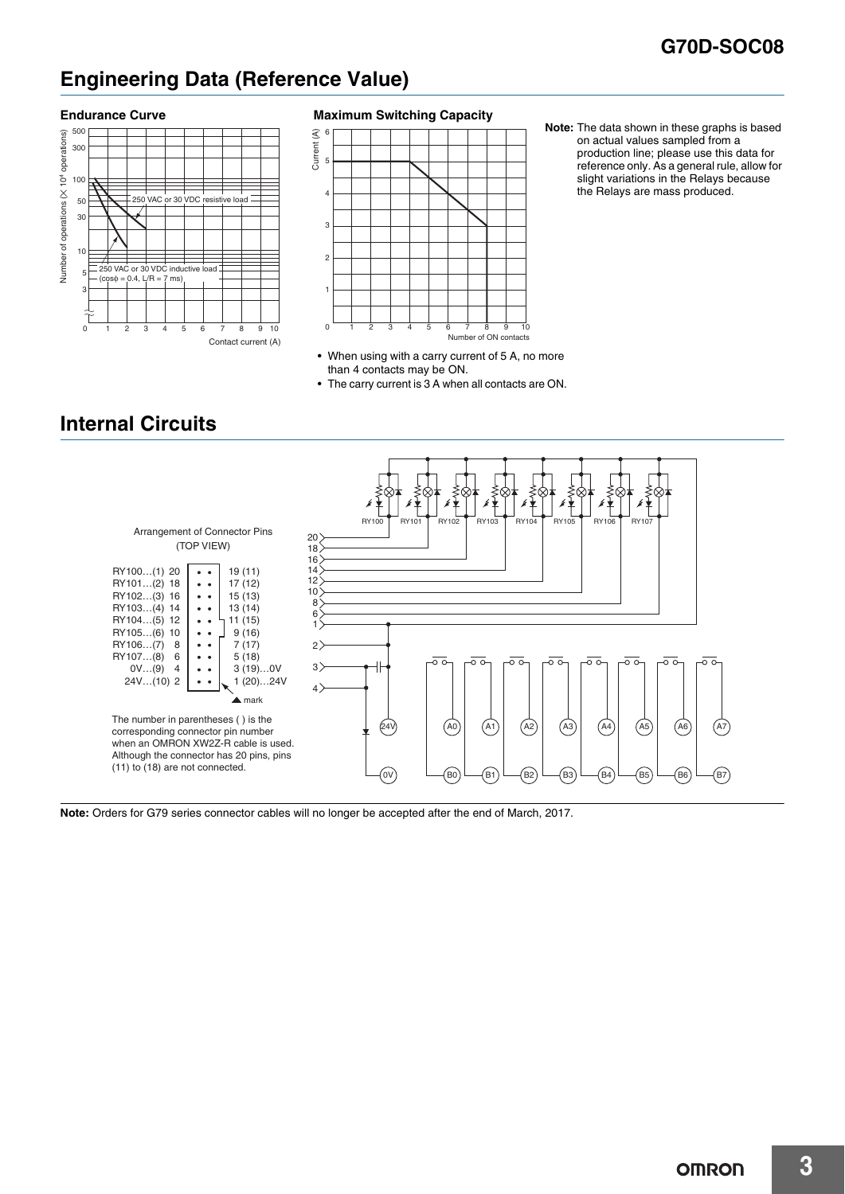## Engineering Data (Reference Value)

### Endurance Curve

Number of operations (×10[4] operations)

500
300
100
50
30
10
5
3

0 1 2 3 4 5 6 7 8 9 10

Contact current (A)

250 VAC or 30 VDC resistive load

250 VAC or 30 VDC inductive load
(cosφ = 0.4, L/R = 7 ms)

### Maximum Switching Capacity

Current (A)

6
5
4
3
2
1
0

1 2 3 4 5 6 7 8 9 10

Number of ON contacts

- When using with a carry current of 5 A, no more than 4 contacts may be ON.
- The carry current is 3 A when all contacts are ON.

**Note:** The data shown in these graphs is based on actual values sampled from a production line; please use this data for reference only. As a general rule, allow for slight variations in the Relays because the Relays are mass produced.

## Internal Circuits

Arrangement of Connector Pins
(TOP VIEW)

| | | |
|---|---|---|
| RY100…(1) 20 | • • | 19 (11) |
| RY101…(2) 18 | • • | 17 (12) |
| RY102…(3) 16 | • • | 15 (13) |
| RY103…(4) 14 | • • | 13 (14) |
| RY104…(5) 12 | • • | 11 (15) |
| RY105…(6) 10 | • • | 9 (16) |
| RY106…(7) 8 | • • | 7 (17) |
| RY107…(8) 6 | • • | 5 (18) |
| 0V…(9) 4 | • • | 3 (19)…0V |
| 24V…(10) 2 | • • | 1 (20)…24V |

▲ mark

The number in parentheses ( ) is the corresponding connector pin number when an OMRON XW2Z-R cable is used. Although the connector has 20 pins, pins (11) to (18) are not connected.

RY100 RY101 RY102 RY103 RY104 RY105 RY106 RY107

20 18 16 14 12 10 8 6 1 2 3 4

24V A0 A1 A2 A3 A4 A5 A6 A7

0V B0 B1 B2 B3 B4 B5 B6 B7

**Note:** Orders for G79 series connector cables will no longer be accepted after the end of March, 2017.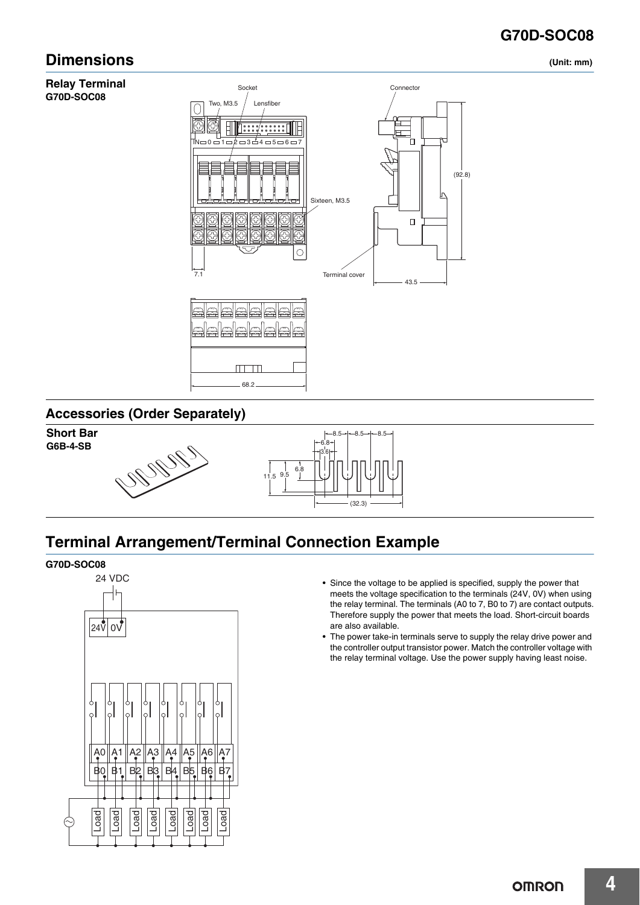## Dimensions

(Unit: mm)

### Relay Terminal
**G70D-SOC08**

Socket
Two, M3.5
Lensfiber
Connector
IN 0 1 2 3 4 5 6 7
(92.8)
Sixteen, M3.5
7.1
Terminal cover
43.5
68.2

## Accessories (Order Separately)

### Short Bar
**G6B-4-SB**

8.5
8.5
8.5
6.8
3.6
11.5
9.5
6.8
(32.3)

## Terminal Arrangement/Terminal Connection Example

**G70D-SOC08**

24 VDC
24V 0V
A0 A1 A2 A3 A4 A5 A6 A7
B0 B1 B2 B3 B4 B5 B6 B7
Load Load Load Load Load Load Load Load

- Since the voltage to be applied is specified, supply the power that meets the voltage specification to the terminals (24V, 0V) when using the relay terminal. The terminals (A0 to 7, B0 to 7) are contact outputs. Therefore supply the power that meets the load. Short-circuit boards are also available.
- The power take-in terminals serve to supply the relay drive power and the controller output transistor power. Match the controller voltage with the relay terminal voltage. Use the power supply having least noise.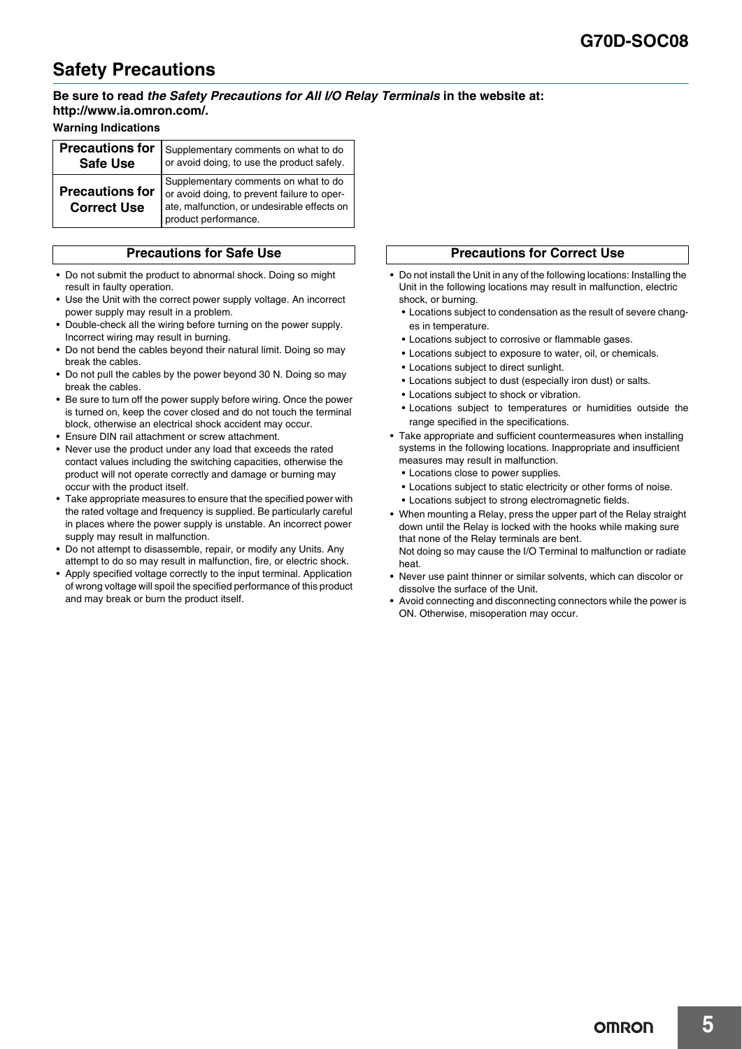## Safety Precautions

**Be sure to read *the Safety Precautions for All I/O Relay Terminals* in the website at: http://www.ia.omron.com/.**

**Warning Indications**

| | |
|---|---|
| **Precautions for Safe Use** | Supplementary comments on what to do or avoid doing, to use the product safely. |
| **Precautions for Correct Use** | Supplementary comments on what to do or avoid doing, to prevent failure to operate, malfunction, or undesirable effects on product performance. |

### Precautions for Safe Use

- Do not submit the product to abnormal shock. Doing so might result in faulty operation.
- Use the Unit with the correct power supply voltage. An incorrect power supply may result in a problem.
- Double-check all the wiring before turning on the power supply. Incorrect wiring may result in burning.
- Do not bend the cables beyond their natural limit. Doing so may break the cables.
- Do not pull the cables by the power beyond 30 N. Doing so may break the cables.
- Be sure to turn off the power supply before wiring. Once the power is turned on, keep the cover closed and do not touch the terminal block, otherwise an electrical shock accident may occur.
- Ensure DIN rail attachment or screw attachment.
- Never use the product under any load that exceeds the rated contact values including the switching capacities, otherwise the product will not operate correctly and damage or burning may occur with the product itself.
- Take appropriate measures to ensure that the specified power with the rated voltage and frequency is supplied. Be particularly careful in places where the power supply is unstable. An incorrect power supply may result in malfunction.
- Do not attempt to disassemble, repair, or modify any Units. Any attempt to do so may result in malfunction, fire, or electric shock.
- Apply specified voltage correctly to the input terminal. Application of wrong voltage will spoil the specified performance of this product and may break or burn the product itself.

### Precautions for Correct Use

- Do not install the Unit in any of the following locations: Installing the Unit in the following locations may result in malfunction, electric shock, or burning.
  - Locations subject to condensation as the result of severe changes in temperature.
  - Locations subject to corrosive or flammable gases.
  - Locations subject to exposure to water, oil, or chemicals.
  - Locations subject to direct sunlight.
  - Locations subject to dust (especially iron dust) or salts.
  - Locations subject to shock or vibration.
  - Locations subject to temperatures or humidities outside the range specified in the specifications.
- Take appropriate and sufficient countermeasures when installing systems in the following locations. Inappropriate and insufficient measures may result in malfunction.
  - Locations close to power supplies.
  - Locations subject to static electricity or other forms of noise.
  - Locations subject to strong electromagnetic fields.
- When mounting a Relay, press the upper part of the Relay straight down until the Relay is locked with the hooks while making sure that none of the Relay terminals are bent.
  Not doing so may cause the I/O Terminal to malfunction or radiate heat.
- Never use paint thinner or similar solvents, which can discolor or dissolve the surface of the Unit.
- Avoid connecting and disconnecting connectors while the power is ON. Otherwise, misoperation may occur.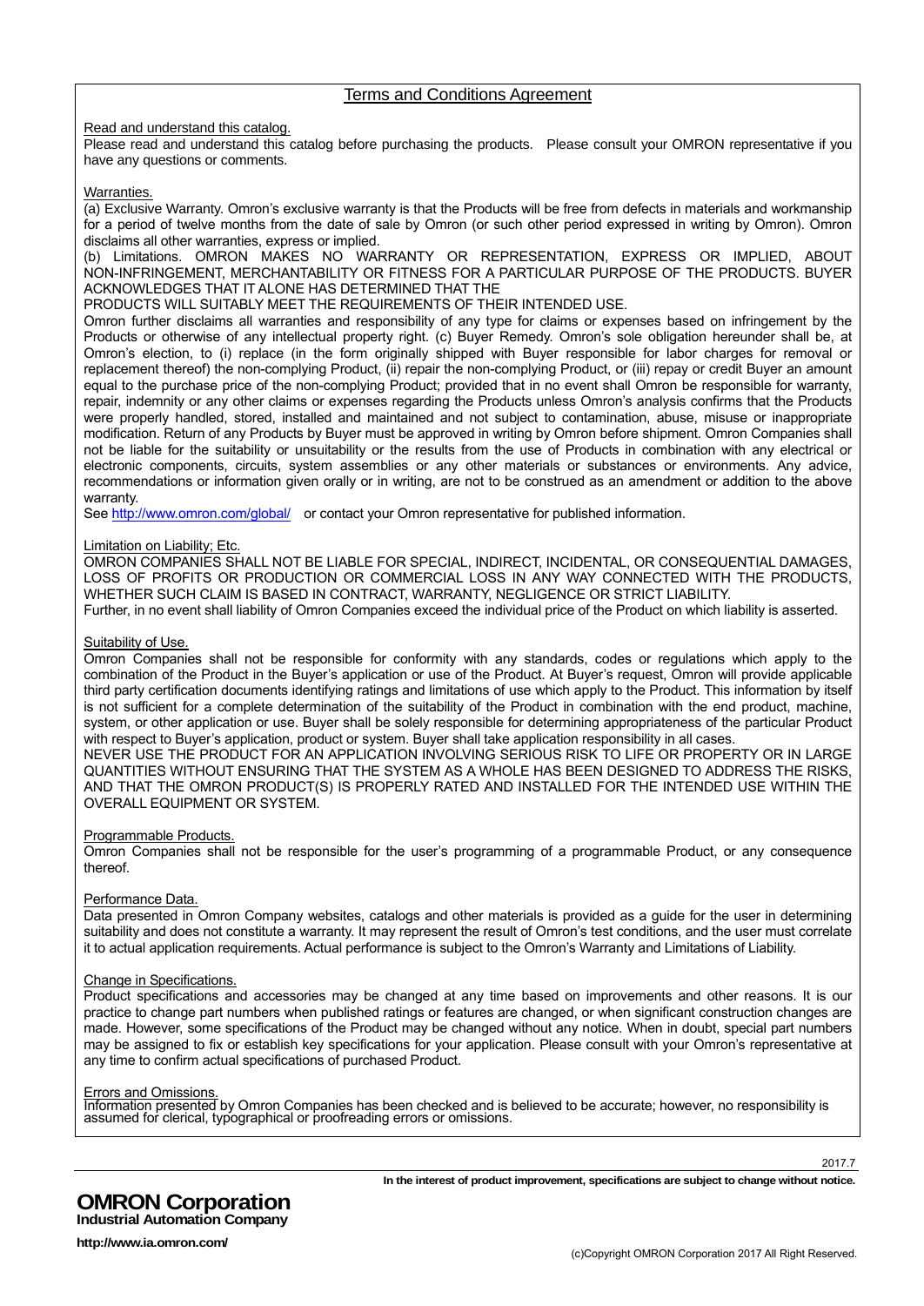# Terms and Conditions Agreement

## Read and understand this catalog.

Please read and understand this catalog before purchasing the products. Please consult your OMRON representative if you have any questions or comments.

## Warranties.

(a) Exclusive Warranty. Omron's exclusive warranty is that the Products will be free from defects in materials and workmanship for a period of twelve months from the date of sale by Omron (or such other period expressed in writing by Omron). Omron disclaims all other warranties, express or implied.

(b) Limitations. OMRON MAKES NO WARRANTY OR REPRESENTATION, EXPRESS OR IMPLIED, ABOUT NON-INFRINGEMENT, MERCHANTABILITY OR FITNESS FOR A PARTICULAR PURPOSE OF THE PRODUCTS. BUYER ACKNOWLEDGES THAT IT ALONE HAS DETERMINED THAT THE PRODUCTS WILL SUITABLY MEET THE REQUIREMENTS OF THEIR INTENDED USE.

Omron further disclaims all warranties and responsibility of any type for claims or expenses based on infringement by the Products or otherwise of any intellectual property right. (c) Buyer Remedy. Omron's sole obligation hereunder shall be, at Omron's election, to (i) replace (in the form originally shipped with Buyer responsible for labor charges for removal or replacement thereof) the non-complying Product, (ii) repair the non-complying Product, or (iii) repay or credit Buyer an amount equal to the purchase price of the non-complying Product; provided that in no event shall Omron be responsible for warranty, repair, indemnity or any other claims or expenses regarding the Products unless Omron's analysis confirms that the Products were properly handled, stored, installed and maintained and not subject to contamination, abuse, misuse or inappropriate modification. Return of any Products by Buyer must be approved in writing by Omron before shipment. Omron Companies shall not be liable for the suitability or unsuitability or the results from the use of Products in combination with any electrical or electronic components, circuits, system assemblies or any other materials or substances or environments. Any advice, recommendations or information given orally or in writing, are not to be construed as an amendment or addition to the above warranty.

See http://www.omron.com/global/ or contact your Omron representative for published information.

## Limitation on Liability; Etc.

OMRON COMPANIES SHALL NOT BE LIABLE FOR SPECIAL, INDIRECT, INCIDENTAL, OR CONSEQUENTIAL DAMAGES, LOSS OF PROFITS OR PRODUCTION OR COMMERCIAL LOSS IN ANY WAY CONNECTED WITH THE PRODUCTS, WHETHER SUCH CLAIM IS BASED IN CONTRACT, WARRANTY, NEGLIGENCE OR STRICT LIABILITY.

Further, in no event shall liability of Omron Companies exceed the individual price of the Product on which liability is asserted.

## Suitability of Use.

Omron Companies shall not be responsible for conformity with any standards, codes or regulations which apply to the combination of the Product in the Buyer's application or use of the Product. At Buyer's request, Omron will provide applicable third party certification documents identifying ratings and limitations of use which apply to the Product. This information by itself is not sufficient for a complete determination of the suitability of the Product in combination with the end product, machine, system, or other application or use. Buyer shall be solely responsible for determining appropriateness of the particular Product with respect to Buyer's application, product or system. Buyer shall take application responsibility in all cases.

NEVER USE THE PRODUCT FOR AN APPLICATION INVOLVING SERIOUS RISK TO LIFE OR PROPERTY OR IN LARGE QUANTITIES WITHOUT ENSURING THAT THE SYSTEM AS A WHOLE HAS BEEN DESIGNED TO ADDRESS THE RISKS, AND THAT THE OMRON PRODUCT(S) IS PROPERLY RATED AND INSTALLED FOR THE INTENDED USE WITHIN THE OVERALL EQUIPMENT OR SYSTEM.

## Programmable Products.

Omron Companies shall not be responsible for the user's programming of a programmable Product, or any consequence thereof.

## Performance Data.

Data presented in Omron Company websites, catalogs and other materials is provided as a guide for the user in determining suitability and does not constitute a warranty. It may represent the result of Omron's test conditions, and the user must correlate it to actual application requirements. Actual performance is subject to the Omron's Warranty and Limitations of Liability.

## Change in Specifications.

Product specifications and accessories may be changed at any time based on improvements and other reasons. It is our practice to change part numbers when published ratings or features are changed, or when significant construction changes are made. However, some specifications of the Product may be changed without any notice. When in doubt, special part numbers may be assigned to fix or establish key specifications for your application. Please consult with your Omron's representative at any time to confirm actual specifications of purchased Product.

## Errors and Omissions.

Information presented by Omron Companies has been checked and is believed to be accurate; however, no responsibility is assumed for clerical, typographical or proofreading errors or omissions.

2017.7

**In the interest of product improvement, specifications are subject to change without notice.**

**OMRON Corporation**
**Industrial Automation Company**

**http://www.ia.omron.com/**

(c)Copyright OMRON Corporation 2017 All Right Reserved.